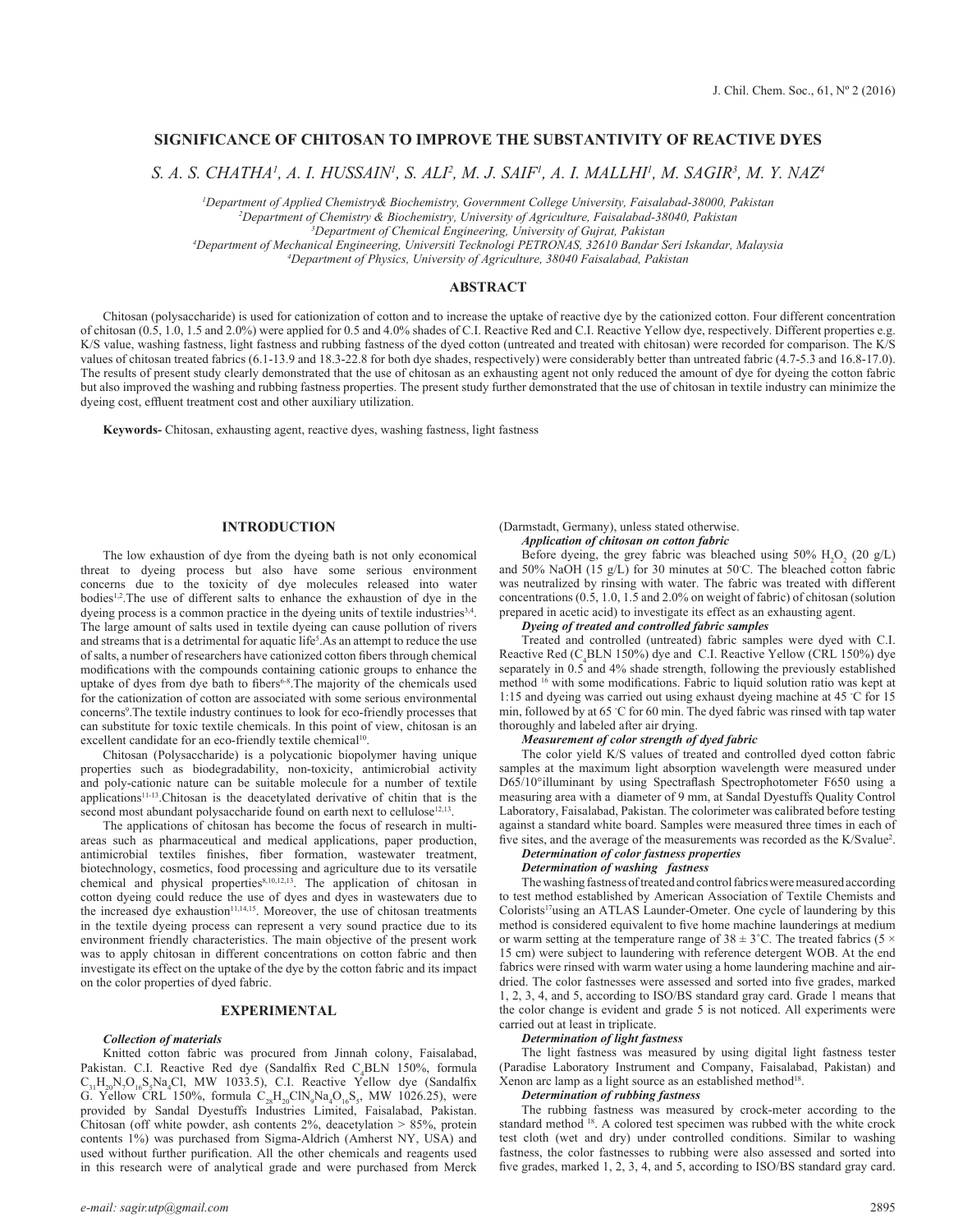# SIGNIFICANCE OF CHITOSAN TO IMPROVE THE SUBSTANTIVITY OF REACTIVE DYES

*S. A. S. CHATHA[1], A. I. HUSSAIN[1], S. ALI[2], M. J. SAIF[1], A. I. MALLHI[1], M. SAGIR[3], M. Y. NAZ[4]*

[1]Department of Applied Chemistry& Biochemistry, Government College University, Faisalabad-38000, Pakistan
[2]Department of Chemistry & Biochemistry, University of Agriculture, Faisalabad-38040, Pakistan
[3]Department of Chemical Engineering, University of Gujrat, Pakistan
[4]Department of Mechanical Engineering, Universiti Tecknologi PETRONAS, 32610 Bandar Seri Iskandar, Malaysia
[4]Department of Physics, University of Agriculture, 38040 Faisalabad, Pakistan

## ABSTRACT

Chitosan (polysaccharide) is used for cationization of cotton and to increase the uptake of reactive dye by the cationized cotton. Four different concentration of chitosan (0.5, 1.0, 1.5 and 2.0%) were applied for 0.5 and 4.0% shades of C.I. Reactive Red and C.I. Reactive Yellow dye, respectively. Different properties e.g. K/S value, washing fastness, light fastness and rubbing fastness of the dyed cotton (untreated and treated with chitosan) were recorded for comparison. The K/S values of chitosan treated fabrics (6.1-13.9 and 18.3-22.8 for both dye shades, respectively) were considerably better than untreated fabric (4.7-5.3 and 16.8-17.0). The results of present study clearly demonstrated that the use of chitosan as an exhausting agent not only reduced the amount of dye for dyeing the cotton fabric but also improved the washing and rubbing fastness properties. The present study further demonstrated that the use of chitosan in textile industry can minimize the dyeing cost, effluent treatment cost and other auxiliary utilization.

**Keywords-** Chitosan, exhausting agent, reactive dyes, washing fastness, light fastness

## INTRODUCTION

The low exhaustion of dye from the dyeing bath is not only economical threat to dyeing process but also have some serious environment concerns due to the toxicity of dye molecules released into water bodies[1,2].The use of different salts to enhance the exhaustion of dye in the dyeing process is a common practice in the dyeing units of textile industries[3,4]. The large amount of salts used in textile dyeing can cause pollution of rivers and streams that is a detrimental for aquatic life[5].As an attempt to reduce the use of salts, a number of researchers have cationized cotton fibers through chemical modifications with the compounds containing cationic groups to enhance the uptake of dyes from dye bath to fibers[6-8].The majority of the chemicals used for the cationization of cotton are associated with some serious environmental concerns[9].The textile industry continues to look for eco-friendly processes that can substitute for toxic textile chemicals. In this point of view, chitosan is an excellent candidate for an eco-friendly textile chemical[10].

Chitosan (Polysaccharide) is a polycationic biopolymer having unique properties such as biodegradability, non-toxicity, antimicrobial activity and poly-cationic nature can be suitable molecule for a number of textile applications[11-13].Chitosan is the deacetylated derivative of chitin that is the second most abundant polysaccharide found on earth next to cellulose[12,13].

The applications of chitosan has become the focus of research in multi-areas such as pharmaceutical and medical applications, paper production, antimicrobial textiles finishes, fiber formation, wastewater treatment, biotechnology, cosmetics, food processing and agriculture due to its versatile chemical and physical properties[8,10,12,13]. The application of chitosan in cotton dyeing could reduce the use of dyes and dyes in wastewaters due to the increased dye exhaustion[11,14,15]. Moreover, the use of chitosan treatments in the textile dyeing process can represent a very sound practice due to its environment friendly characteristics. The main objective of the present work was to apply chitosan in different concentrations on cotton fabric and then investigate its effect on the uptake of the dye by the cotton fabric and its impact on the color properties of dyed fabric.

## EXPERIMENTAL

### *Collection of materials*

Knitted cotton fabric was procured from Jinnah colony, Faisalabad, Pakistan. C.I. Reactive Red dye (Sandalfix Red $C_4$BLN 150%, formula $C_{31}H_{20}N_7O_{16}S_5Na_4Cl$, MW 1033.5), C.I. Reactive Yellow dye (Sandalfix G. Yellow CRL 150%, formula $C_{28}H_{20}ClN_9Na_4O_{16}S_5$, MW 1026.25), were provided by Sandal Dyestuffs Industries Limited, Faisalabad, Pakistan. Chitosan (off white powder, ash contents 2%, deacetylation > 85%, protein contents 1%) was purchased from Sigma-Aldrich (Amherst NY, USA) and used without further purification. All the other chemicals and reagents used in this research were of analytical grade and were purchased from Merck (Darmstadt, Germany), unless stated otherwise.

### *Application of chitosan on cotton fabric*

Before dyeing, the grey fabric was bleached using 50% $H_2O_2$ (20 g/L) and 50% NaOH (15 g/L) for 30 minutes at 50°C. The bleached cotton fabric was neutralized by rinsing with water. The fabric was treated with different concentrations (0.5, 1.0, 1.5 and 2.0% on weight of fabric) of chitosan (solution prepared in acetic acid) to investigate its effect as an exhausting agent.

### *Dyeing of treated and controlled fabric samples*

Treated and controlled (untreated) fabric samples were dyed with C.I. Reactive Red ($C_4$BLN 150%) dye and C.I. Reactive Yellow (CRL 150%) dye separately in 0.5 and 4% shade strength, following the previously established method [16] with some modifications. Fabric to liquid solution ratio was kept at 1:15 and dyeing was carried out using exhaust dyeing machine at 45 °C for 15 min, followed by at 65 °C for 60 min. The dyed fabric was rinsed with tap water thoroughly and labeled after air drying.

### *Measurement of color strength of dyed fabric*

The color yield K/S values of treated and controlled dyed cotton fabric samples at the maximum light absorption wavelength were measured under D65/10°illuminant by using Spectraflash Spectrophotometer F650 using a measuring area with a diameter of 9 mm, at Sandal Dyestuffs Quality Control Laboratory, Faisalabad, Pakistan. The colorimeter was calibrated before testing against a standard white board. Samples were measured three times in each of five sites, and the average of the measurements was recorded as the K/Svalue[2].

### *Determination of color fastness properties*

#### *Determination of washing fastness*

The washing fastness of treated and control fabrics were measured according to test method established by American Association of Textile Chemists and Colorists[17]using an ATLAS Launder-Ometer. One cycle of laundering by this method is considered equivalent to five home machine launderings at medium or warm setting at the temperature range of 38 ± 3°C. The treated fabrics (5 × 15 cm) were subject to laundering with reference detergent WOB. At the end fabrics were rinsed with warm water using a home laundering machine and air-dried. The color fastnesses were assessed and sorted into five grades, marked 1, 2, 3, 4, and 5, according to ISO/BS standard gray card. Grade 1 means that the color change is evident and grade 5 is not noticed. All experiments were carried out at least in triplicate.

#### *Determination of light fastness*

The light fastness was measured by using digital light fastness tester (Paradise Laboratory Instrument and Company, Faisalabad, Pakistan) and Xenon arc lamp as a light source as an established method[18].

#### *Determination of rubbing fastness*

The rubbing fastness was measured by crock-meter according to the standard method [18]. A colored test specimen was rubbed with the white crock test cloth (wet and dry) under controlled conditions. Similar to washing fastness, the color fastnesses to rubbing were also assessed and sorted into five grades, marked 1, 2, 3, 4, and 5, according to ISO/BS standard gray card.

e-mail: sagir.utp@gmail.com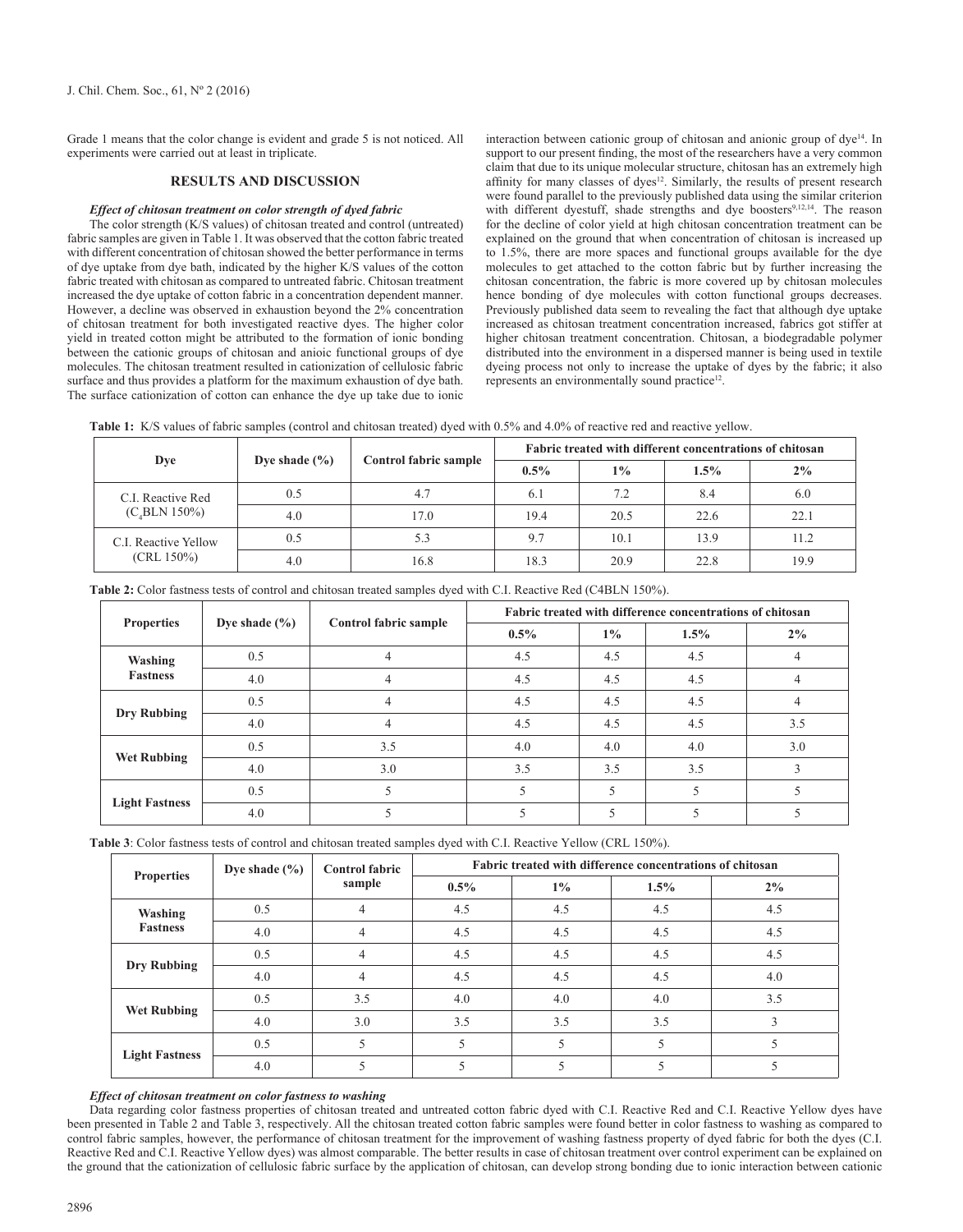Grade 1 means that the color change is evident and grade 5 is not noticed. All experiments were carried out at least in triplicate.

## RESULTS AND DISCUSSION

### *Effect of chitosan treatment on color strength of dyed fabric*

The color strength (K/S values) of chitosan treated and control (untreated) fabric samples are given in Table 1. It was observed that the cotton fabric treated with different concentration of chitosan showed the better performance in terms of dye uptake from dye bath, indicated by the higher K/S values of the cotton fabric treated with chitosan as compared to untreated fabric. Chitosan treatment increased the dye uptake of cotton fabric in a concentration dependent manner. However, a decline was observed in exhaustion beyond the 2% concentration of chitosan treatment for both investigated reactive dyes. The higher color yield in treated cotton might be attributed to the formation of ionic bonding between the cationic groups of chitosan and anioic functional groups of dye molecules. The chitosan treatment resulted in cationization of cellulosic fabric surface and thus provides a platform for the maximum exhaustion of dye bath. The surface cationization of cotton can enhance the dye up take due to ionic interaction between cationic group of chitosan and anionic group of dye[14]. In support to our present finding, the most of the researchers have a very common claim that due to its unique molecular structure, chitosan has an extremely high affinity for many classes of dyes[12]. Similarly, the results of present research were found parallel to the previously published data using the similar criterion with different dyestuff, shade strengths and dye boosters[9,12,14]. The reason for the decline of color yield at high chitosan concentration treatment can be explained on the ground that when concentration of chitosan is increased up to 1.5%, there are more spaces and functional groups available for the dye molecules to get attached to the cotton fabric but by further increasing the chitosan concentration, the fabric is more covered up by chitosan molecules hence bonding of dye molecules with cotton functional groups decreases. Previously published data seem to revealing the fact that although dye uptake increased as chitosan treatment concentration increased, fabrics got stiffer at higher chitosan treatment concentration. Chitosan, a biodegradable polymer distributed into the environment in a dispersed manner is being used in textile dyeing process not only to increase the uptake of dyes by the fabric; it also represents an environmentally sound practice[12].

**Table 1:** K/S values of fabric samples (control and chitosan treated) dyed with 0.5% and 4.0% of reactive red and reactive yellow.

| Dye | Dye shade (%) | Control fabric sample | Fabric treated with different concentrations of chitosan | | | |
|---|---|---|---|---|---|---|
| | | | 0.5% | 1% | 1.5% | 2% |
| C.I. Reactive Red ($C_4$BLN 150%) | 0.5 | 4.7 | 6.1 | 7.2 | 8.4 | 6.0 |
| | 4.0 | 17.0 | 19.4 | 20.5 | 22.6 | 22.1 |
| C.I. Reactive Yellow (CRL 150%) | 0.5 | 5.3 | 9.7 | 10.1 | 13.9 | 11.2 |
| | 4.0 | 16.8 | 18.3 | 20.9 | 22.8 | 19.9 |

**Table 2:** Color fastness tests of control and chitosan treated samples dyed with C.I. Reactive Red (C4BLN 150%).

| Properties | Dye shade (%) | Control fabric sample | Fabric treated with difference concentrations of chitosan | | | |
|---|---|---|---|---|---|---|
| | | | 0.5% | 1% | 1.5% | 2% |
| Washing Fastness | 0.5 | 4 | 4.5 | 4.5 | 4.5 | 4 |
| | 4.0 | 4 | 4.5 | 4.5 | 4.5 | 4 |
| Dry Rubbing | 0.5 | 4 | 4.5 | 4.5 | 4.5 | 4 |
| | 4.0 | 4 | 4.5 | 4.5 | 4.5 | 3.5 |
| Wet Rubbing | 0.5 | 3.5 | 4.0 | 4.0 | 4.0 | 3.0 |
| | 4.0 | 3.0 | 3.5 | 3.5 | 3.5 | 3 |
| Light Fastness | 0.5 | 5 | 5 | 5 | 5 | 5 |
| | 4.0 | 5 | 5 | 5 | 5 | 5 |

**Table 3**: Color fastness tests of control and chitosan treated samples dyed with C.I. Reactive Yellow (CRL 150%).

| Properties | Dye shade (%) | Control fabric sample | Fabric treated with difference concentrations of chitosan | | | |
|---|---|---|---|---|---|---|
| | | | 0.5% | 1% | 1.5% | 2% |
| Washing Fastness | 0.5 | 4 | 4.5 | 4.5 | 4.5 | 4.5 |
| | 4.0 | 4 | 4.5 | 4.5 | 4.5 | 4.5 |
| Dry Rubbing | 0.5 | 4 | 4.5 | 4.5 | 4.5 | 4.5 |
| | 4.0 | 4 | 4.5 | 4.5 | 4.5 | 4.0 |
| Wet Rubbing | 0.5 | 3.5 | 4.0 | 4.0 | 4.0 | 3.5 |
| | 4.0 | 3.0 | 3.5 | 3.5 | 3.5 | 3 |
| Light Fastness | 0.5 | 5 | 5 | 5 | 5 | 5 |
| | 4.0 | 5 | 5 | 5 | 5 | 5 |

### *Effect of chitosan treatment on color fastness to washing*

Data regarding color fastness properties of chitosan treated and untreated cotton fabric dyed with C.I. Reactive Red and C.I. Reactive Yellow dyes have been presented in Table 2 and Table 3, respectively. All the chitosan treated cotton fabric samples were found better in color fastness to washing as compared to control fabric samples, however, the performance of chitosan treatment for the improvement of washing fastness property of dyed fabric for both the dyes (C.I. Reactive Red and C.I. Reactive Yellow dyes) was almost comparable. The better results in case of chitosan treatment over control experiment can be explained on the ground that the cationization of cellulosic fabric surface by the application of chitosan, can develop strong bonding due to ionic interaction between cationic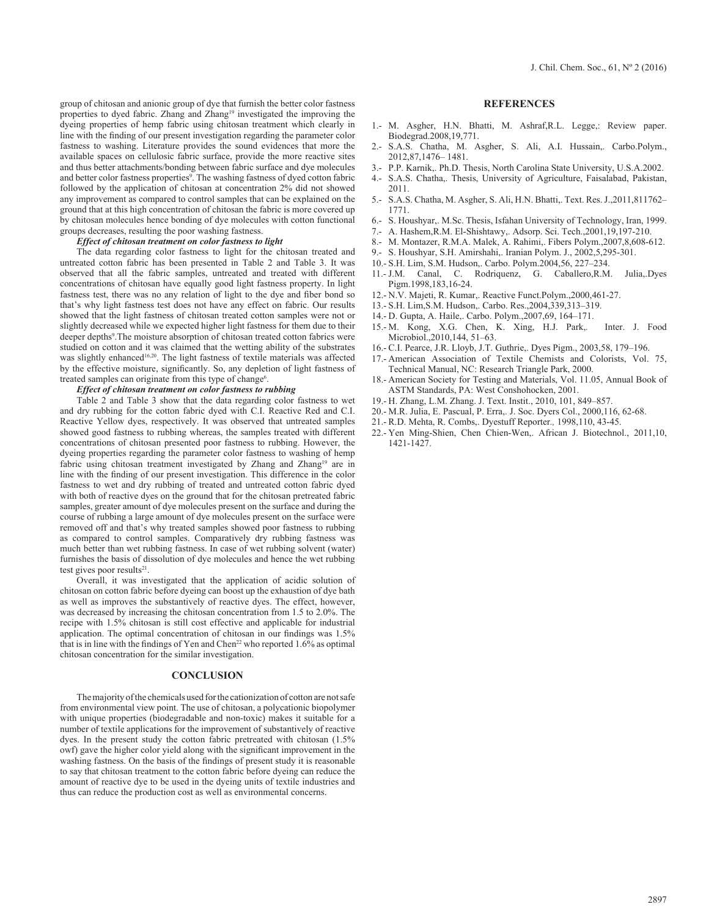group of chitosan and anionic group of dye that furnish the better color fastness properties to dyed fabric. Zhang and Zhang[19] investigated the improving the dyeing properties of hemp fabric using chitosan treatment which clearly in line with the finding of our present investigation regarding the parameter color fastness to washing. Literature provides the sound evidences that more the available spaces on cellulosic fabric surface, provide the more reactive sites and thus better attachments/bonding between fabric surface and dye molecules and better color fastness properties[9]. The washing fastness of dyed cotton fabric followed by the application of chitosan at concentration 2% did not showed any improvement as compared to control samples that can be explained on the ground that at this high concentration of chitosan the fabric is more covered up by chitosan molecules hence bonding of dye molecules with cotton functional groups decreases, resulting the poor washing fastness.

***Effect of chitosan treatment on color fastness to light***

The data regarding color fastness to light for the chitosan treated and untreated cotton fabric has been presented in Table 2 and Table 3. It was observed that all the fabric samples, untreated and treated with different concentrations of chitosan have equally good light fastness property. In light fastness test, there was no any relation of light to the dye and fiber bond so that's why light fastness test does not have any effect on fabric. Our results showed that the light fastness of chitosan treated cotton samples were not or slightly decreased while we expected higher light fastness for them due to their deeper depths[9]. The moisture absorption of chitosan treated cotton fabrics were studied on cotton and it was claimed that the wetting ability of the substrates was slightly enhanced[16,20]. The light fastness of textile materials was affected by the effective moisture, significantly. So, any depletion of light fastness of treated samples can originate from this type of change[6].

***Effect of chitosan treatment on color fastness to rubbing***

Table 2 and Table 3 show that the data regarding color fastness to wet and dry rubbing for the cotton fabric dyed with C.I. Reactive Red and C.I. Reactive Yellow dyes, respectively. It was observed that untreated samples showed good fastness to rubbing whereas, the samples treated with different concentrations of chitosan presented poor fastness to rubbing. However, the dyeing properties regarding the parameter color fastness to washing of hemp fabric using chitosan treatment investigated by Zhang and Zhang[19] are in line with the finding of our present investigation. This difference in the color fastness to wet and dry rubbing of treated and untreated cotton fabric dyed with both of reactive dyes on the ground that for the chitosan pretreated fabric samples, greater amount of dye molecules present on the surface and during the course of rubbing a large amount of dye molecules present on the surface were removed off and that's why treated samples showed poor fastness to rubbing as compared to control samples. Comparatively dry rubbing fastness was much better than wet rubbing fastness. In case of wet rubbing solvent (water) furnishes the basis of dissolution of dye molecules and hence the wet rubbing test gives poor results[21].

Overall, it was investigated that the application of acidic solution of chitosan on cotton fabric before dyeing can boost up the exhaustion of dye bath as well as improves the substantively of reactive dyes. The effect, however, was decreased by increasing the chitosan concentration from 1.5 to 2.0%. The recipe with 1.5% chitosan is still cost effective and applicable for industrial application. The optimal concentration of chitosan in our findings was 1.5% that is in line with the findings of Yen and Chen[22] who reported 1.6% as optimal chitosan concentration for the similar investigation.

## CONCLUSION

The majority of the chemicals used for the cationization of cotton are not safe from environmental view point. The use of chitosan, a polycationic biopolymer with unique properties (biodegradable and non-toxic) makes it suitable for a number of textile applications for the improvement of substantively of reactive dyes. In the present study the cotton fabric pretreated with chitosan (1.5% owf) gave the higher color yield along with the significant improvement in the washing fastness. On the basis of the findings of present study it is reasonable to say that chitosan treatment to the cotton fabric before dyeing can reduce the amount of reactive dye to be used in the dyeing units of textile industries and thus can reduce the production cost as well as environmental concerns.

## REFERENCES

1.- M. Asgher, H.N. Bhatti, M. Ashraf,R.L. Legge,: Review paper. Biodegrad.2008,19,771.
2.- S.A.S. Chatha, M. Asgher, S. Ali, A.I. Hussain,. Carbo.Polym., 2012,87,1476– 1481.
3.- P.P. Karnik,. Ph.D. Thesis, North Carolina State University, U.S.A.2002.
4.- S.A.S. Chatha,. Thesis, University of Agriculture, Faisalabad, Pakistan, 2011.
5.- S.A.S. Chatha, M. Asgher, S. Ali, H.N. Bhatti,. Text. Res. J.,2011,811762–1771.
6.- S. Houshyar,. M.Sc. Thesis, Isfahan University of Technology, Iran, 1999.
7.- A. Hashem,R.M. El-Shishtawy,. Adsorp. Sci. Tech.,2001,19,197-210.
8.- M. Montazer, R.M.A. Malek, A. Rahimi,. Fibers Polym.,2007,8,608-612.
9.- S. Houshyar, S.H. Amirshahi,. Iranian Polym. J., 2002,5,295-301.
10.- S.H. Lim, S.M. Hudson,. Carbo. Polym.2004,56, 227–234.
11.- J.M. Canal, C. Rodriquenz, G. Caballero,R.M. Julia,.Dyes Pigm.1998,183,16-24.
12.- N.V. Majeti, R. Kumar,. Reactive Funct.Polym.,2000,461-27.
13.- S.H. Lim,S.M. Hudson,. Carbo. Res.,2004,339,313–319.
14.- D. Gupta, A. Haile,. Carbo. Polym.,2007,69, 164–171.
15.- M. Kong, X.G. Chen, K. Xing, H.J. Park,. Inter. J. Food Microbiol.,2010,144, 51–63.
16.- C.I. Pearce, J.R. Lloyb, J.T. Guthrie,. Dyes Pigm., 2003,58, 179–196.
17.- American Association of Textile Chemists and Colorists, Vol. 75, Technical Manual, NC: Research Triangle Park, 2000.
18.- American Society for Testing and Materials, Vol. 11.05, Annual Book of ASTM Standards, PA: West Conshohocken, 2001.
19.- H. Zhang, L.M. Zhang. J. Text. Instit., 2010, 101, 849–857.
20.- M.R. Julia, E. Pascual, P. Erra,. J. Soc. Dyers Col., 2000,116, 62-68.
21.- R.D. Mehta, R. Combs,. Dyestuff Reporter*.,* 1998,110, 43-45.
22.- Yen Ming-Shien, Chen Chien-Wen,. African J. Biotechnol., 2011,10, 1421-1427.